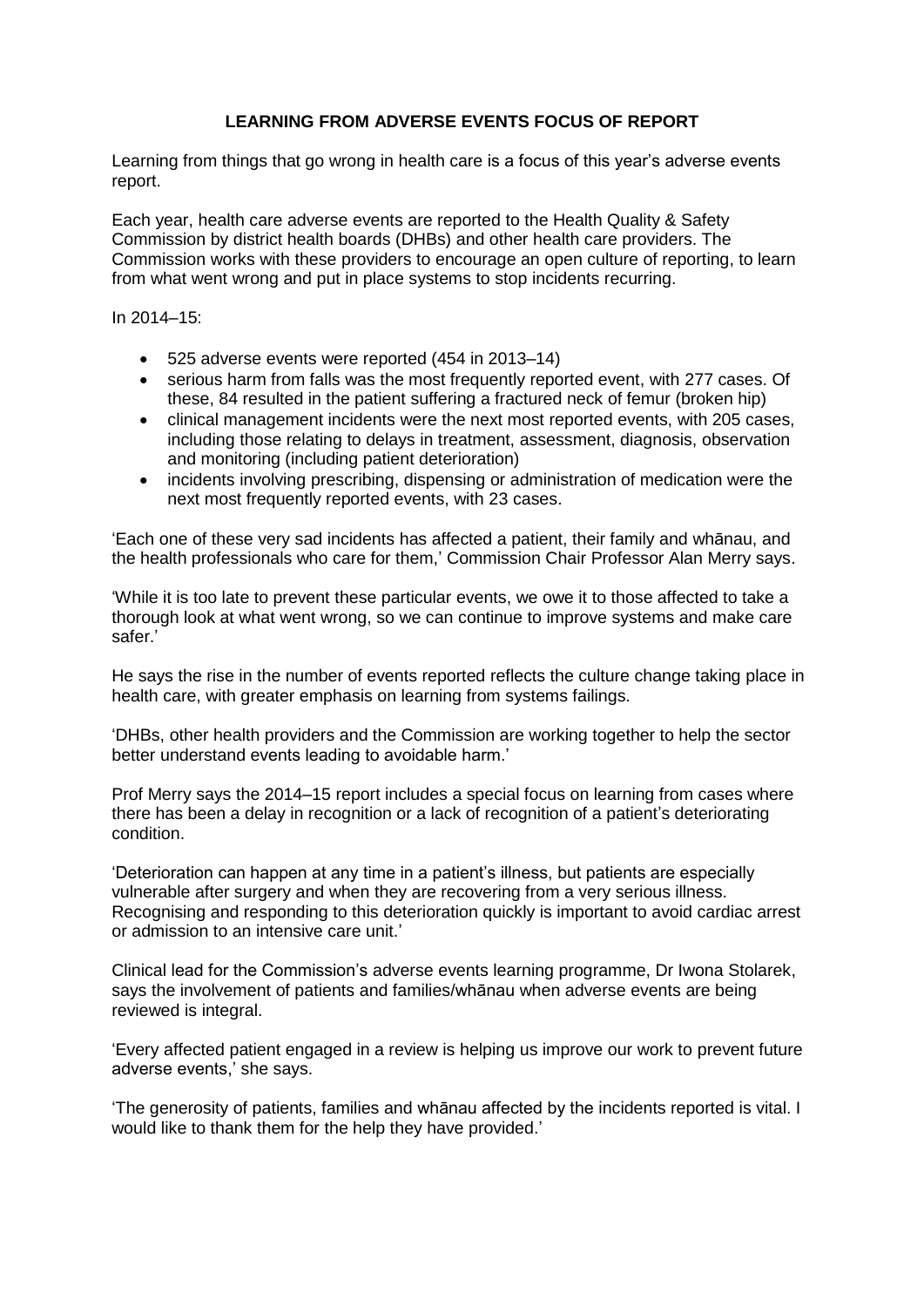# LEARNING FROM ADVERSE EVENTS FOCUS OF REPORT

Learning from things that go wrong in health care is a focus of this year's adverse events report.

Each year, health care adverse events are reported to the Health Quality & Safety Commission by district health boards (DHBs) and other health care providers. The Commission works with these providers to encourage an open culture of reporting, to learn from what went wrong and put in place systems to stop incidents recurring.

In 2014–15:

- 525 adverse events were reported (454 in 2013–14)
- serious harm from falls was the most frequently reported event, with 277 cases. Of these, 84 resulted in the patient suffering a fractured neck of femur (broken hip)
- clinical management incidents were the next most reported events, with 205 cases, including those relating to delays in treatment, assessment, diagnosis, observation and monitoring (including patient deterioration)
- incidents involving prescribing, dispensing or administration of medication were the next most frequently reported events, with 23 cases.

'Each one of these very sad incidents has affected a patient, their family and whānau, and the health professionals who care for them,' Commission Chair Professor Alan Merry says.

'While it is too late to prevent these particular events, we owe it to those affected to take a thorough look at what went wrong, so we can continue to improve systems and make care safer.'

He says the rise in the number of events reported reflects the culture change taking place in health care, with greater emphasis on learning from systems failings.

'DHBs, other health providers and the Commission are working together to help the sector better understand events leading to avoidable harm.'

Prof Merry says the 2014–15 report includes a special focus on learning from cases where there has been a delay in recognition or a lack of recognition of a patient's deteriorating condition.

'Deterioration can happen at any time in a patient's illness, but patients are especially vulnerable after surgery and when they are recovering from a very serious illness. Recognising and responding to this deterioration quickly is important to avoid cardiac arrest or admission to an intensive care unit.'

Clinical lead for the Commission's adverse events learning programme, Dr Iwona Stolarek, says the involvement of patients and families/whānau when adverse events are being reviewed is integral.

'Every affected patient engaged in a review is helping us improve our work to prevent future adverse events,' she says.

'The generosity of patients, families and whānau affected by the incidents reported is vital. I would like to thank them for the help they have provided.'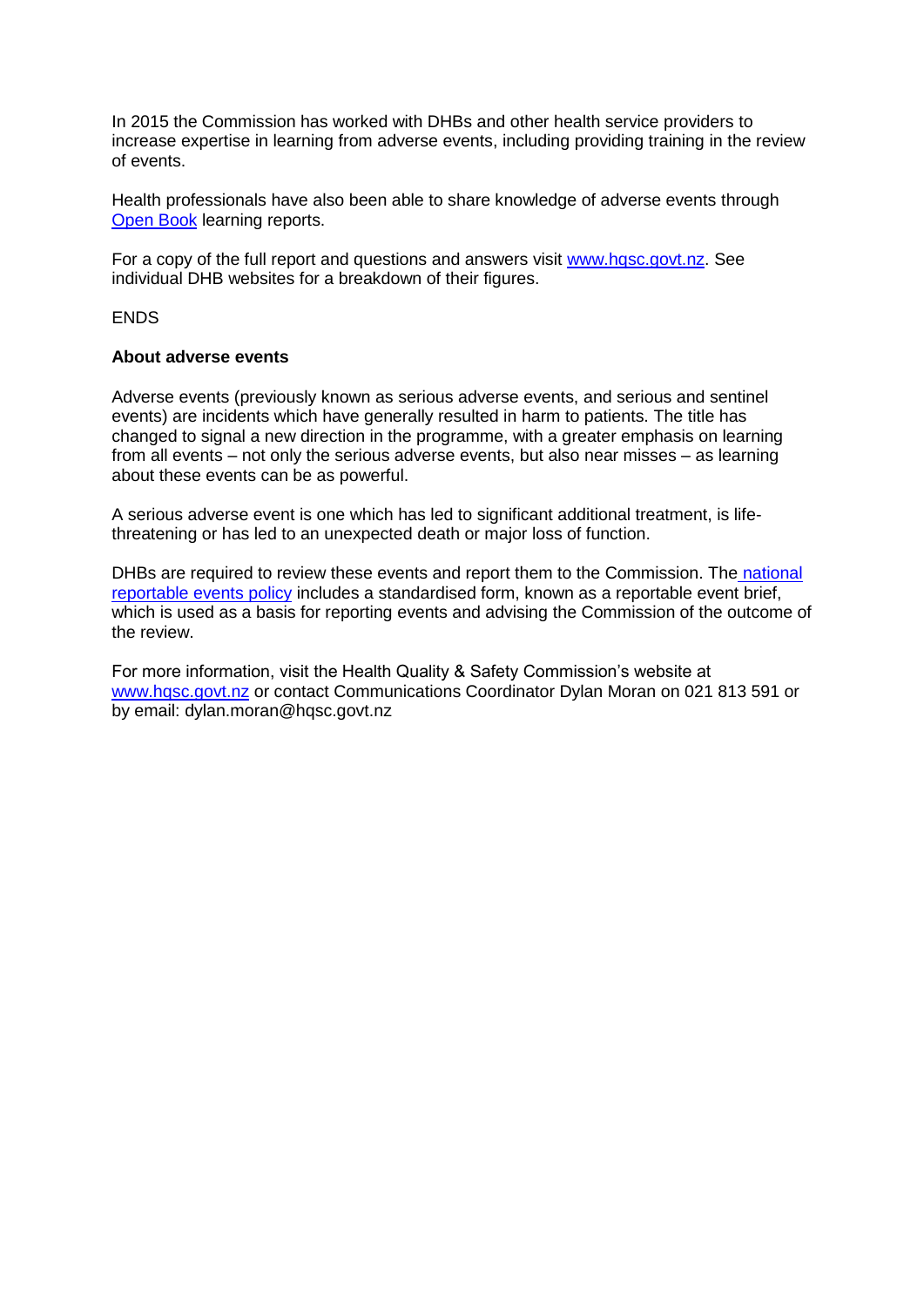In 2015 the Commission has worked with DHBs and other health service providers to increase expertise in learning from adverse events, including providing training in the review of events.

Health professionals have also been able to share knowledge of adverse events through [Open Book](#) learning reports.

For a copy of the full report and questions and answers visit [www.hqsc.govt.nz](http://www.hqsc.govt.nz). See individual DHB websites for a breakdown of their figures.

ENDS

**About adverse events**

Adverse events (previously known as serious adverse events, and serious and sentinel events) are incidents which have generally resulted in harm to patients. The title has changed to signal a new direction in the programme, with a greater emphasis on learning from all events – not only the serious adverse events, but also near misses – as learning about these events can be as powerful.

A serious adverse event is one which has led to significant additional treatment, is life-threatening or has led to an unexpected death or major loss of function.

DHBs are required to review these events and report them to the Commission. The [national reportable events policy](#) includes a standardised form, known as a reportable event brief, which is used as a basis for reporting events and advising the Commission of the outcome of the review.

For more information, visit the Health Quality & Safety Commission's website at [www.hqsc.govt.nz](http://www.hqsc.govt.nz) or contact Communications Coordinator Dylan Moran on 021 813 591 or by email: dylan.moran@hqsc.govt.nz